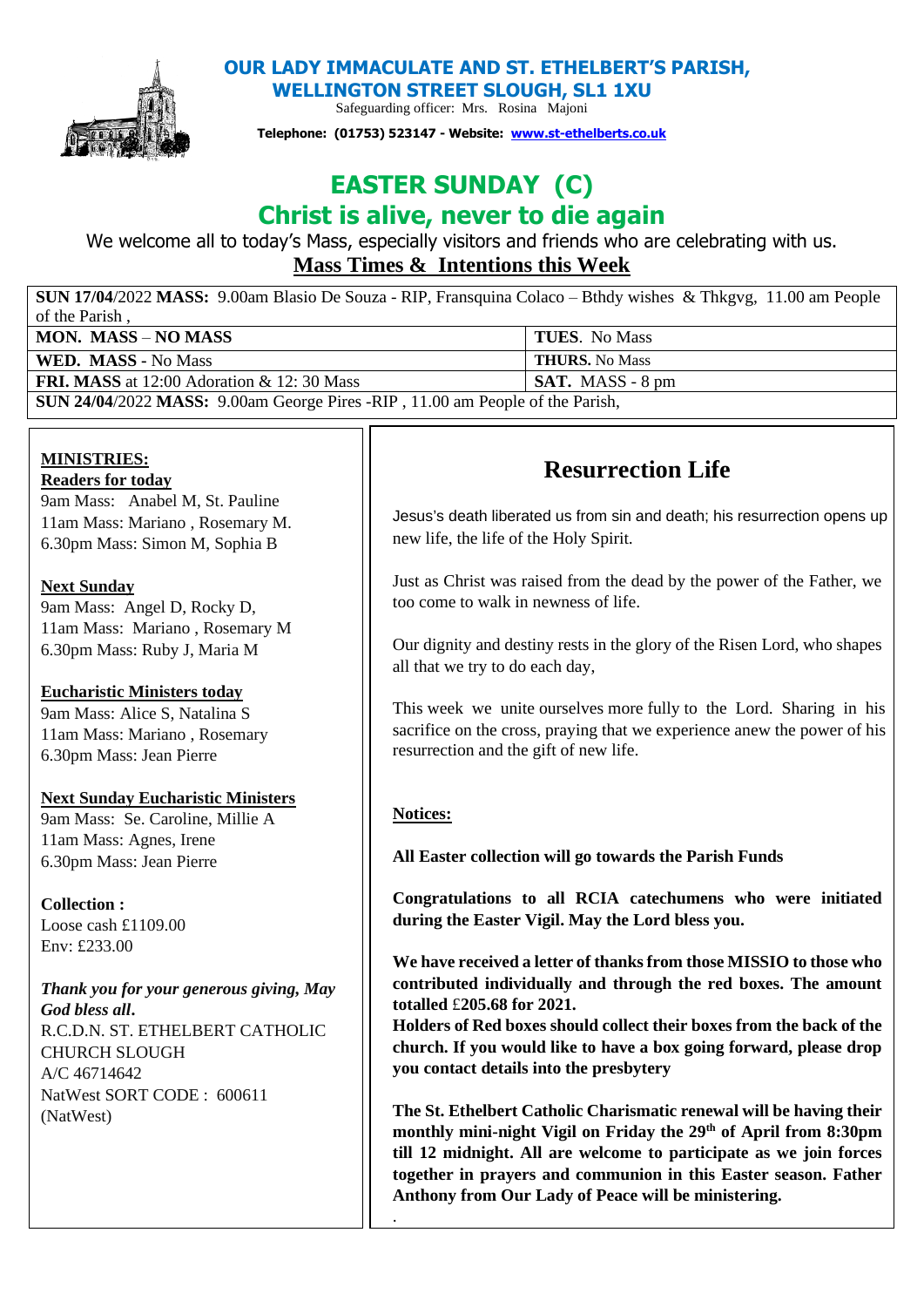# OUR LADY IMMACULATE AND ST. ETHELBERT'S PARISH, WELLINGTON STREET SLOUGH, SL1 1XU

Safeguarding officer: Mrs. Rosina Majoni

**Telephone: (01753) 523147 - Website: www.st-ethelberts.co.uk**

# EASTER SUNDAY (C)

## Christ is alive, never to die again

We welcome all to today's Mass, especially visitors and friends who are celebrating with us.

## Mass Times & Intentions this Week

| | |
|---|---|
| **SUN 17/04**/2022 **MASS:** 9.00am Blasio De Souza - RIP, Fransquina Colaco – Bthdy wishes & Thkgvg, 11.00 am People of the Parish , | |
| **MON. MASS** – **NO MASS** | **TUES**. No Mass |
| **WED. MASS** - No Mass | **THURS.** No Mass |
| **FRI. MASS** at 12:00 Adoration & 12: 30 Mass | **SAT.** MASS - 8 pm |
| **SUN 24/04**/2022 **MASS:** 9.00am George Pires -RIP , 11.00 am People of the Parish, | |

**MINISTRIES:**

**Readers for today**

9am Mass: Anabel M, St. Pauline
11am Mass: Mariano , Rosemary M.
6.30pm Mass: Simon M, Sophia B

**Next Sunday**

9am Mass: Angel D, Rocky D,
11am Mass: Mariano , Rosemary M
6.30pm Mass: Ruby J, Maria M

**Eucharistic Ministers today**

9am Mass: Alice S, Natalina S
11am Mass: Mariano , Rosemary
6.30pm Mass: Jean Pierre

**Next Sunday Eucharistic Ministers**

9am Mass: Se. Caroline, Millie A
11am Mass: Agnes, Irene
6.30pm Mass: Jean Pierre

**Collection :**
Loose cash £1109.00
Env: £233.00

***Thank you for your generous giving, May God bless all***.
R.C.D.N. ST. ETHELBERT CATHOLIC CHURCH SLOUGH
A/C 46714642
NatWest SORT CODE : 600611 (NatWest)

## Resurrection Life

Jesus's death liberated us from sin and death; his resurrection opens up new life, the life of the Holy Spirit.

Just as Christ was raised from the dead by the power of the Father, we too come to walk in newness of life.

Our dignity and destiny rests in the glory of the Risen Lord, who shapes all that we try to do each day,

This week we unite ourselves more fully to the Lord. Sharing in his sacrifice on the cross, praying that we experience anew the power of his resurrection and the gift of new life.

**Notices:**

**All Easter collection will go towards the Parish Funds**

**Congratulations to all RCIA catechumens who were initiated during the Easter Vigil. May the Lord bless you.**

**We have received a letter of thanks from those MISSIO to those who contributed individually and through the red boxes. The amount totalled £205.68 for 2021.**
**Holders of Red boxes should collect their boxes from the back of the church. If you would like to have a box going forward, please drop you contact details into the presbytery**

**The St. Ethelbert Catholic Charismatic renewal will be having their monthly mini-night Vigil on Friday the 29th of April from 8:30pm till 12 midnight. All are welcome to participate as we join forces together in prayers and communion in this Easter season. Father Anthony from Our Lady of Peace will be ministering.**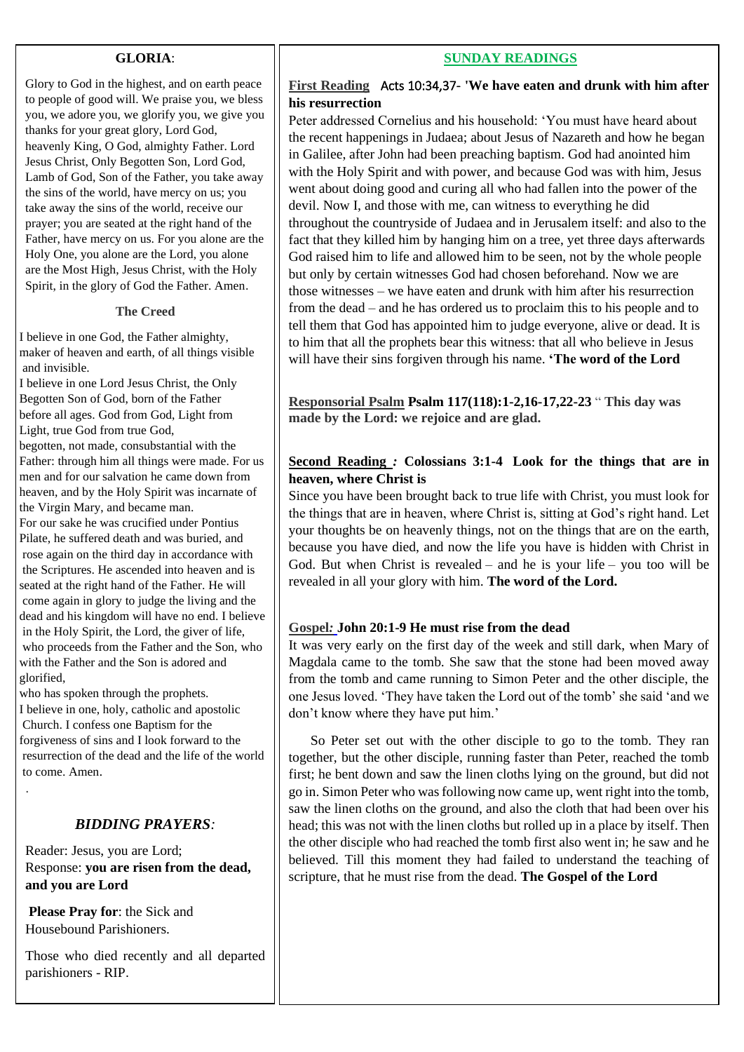## GLORIA:

Glory to God in the highest, and on earth peace to people of good will. We praise you, we bless you, we adore you, we glorify you, we give you thanks for your great glory, Lord God, heavenly King, O God, almighty Father. Lord Jesus Christ, Only Begotten Son, Lord God, Lamb of God, Son of the Father, you take away the sins of the world, have mercy on us; you take away the sins of the world, receive our prayer; you are seated at the right hand of the Father, have mercy on us. For you alone are the Holy One, you alone are the Lord, you alone are the Most High, Jesus Christ, with the Holy Spirit, in the glory of God the Father. Amen.

### The Creed

I believe in one God, the Father almighty, maker of heaven and earth, of all things visible and invisible.

I believe in one Lord Jesus Christ, the Only Begotten Son of God, born of the Father before all ages. God from God, Light from Light, true God from true God, begotten, not made, consubstantial with the Father: through him all things were made. For us men and for our salvation he came down from heaven, and by the Holy Spirit was incarnate of the Virgin Mary, and became man.

For our sake he was crucified under Pontius Pilate, he suffered death and was buried, and rose again on the third day in accordance with the Scriptures. He ascended into heaven and is seated at the right hand of the Father. He will come again in glory to judge the living and the dead and his kingdom will have no end. I believe in the Holy Spirit, the Lord, the giver of life, who proceeds from the Father and the Son, who with the Father and the Son is adored and glorified,

who has spoken through the prophets.

I believe in one, holy, catholic and apostolic Church. I confess one Baptism for the forgiveness of sins and I look forward to the resurrection of the dead and the life of the world to come. Amen.

.

## *BIDDING PRAYERS:*

Reader: Jesus, you are Lord;
Response: **you are risen from the dead, and you are Lord**

**Please Pray for**: the Sick and Housebound Parishioners.

Those who died recently and all departed parishioners - RIP.

## SUNDAY READINGS

**First Reading** Acts 10:34,37- **'We have eaten and drunk with him after his resurrection**

Peter addressed Cornelius and his household: 'You must have heard about the recent happenings in Judaea; about Jesus of Nazareth and how he began in Galilee, after John had been preaching baptism. God had anointed him with the Holy Spirit and with power, and because God was with him, Jesus went about doing good and curing all who had fallen into the power of the devil. Now I, and those with me, can witness to everything he did throughout the countryside of Judaea and in Jerusalem itself: and also to the fact that they killed him by hanging him on a tree, yet three days afterwards God raised him to life and allowed him to be seen, not by the whole people but only by certain witnesses God had chosen beforehand. Now we are those witnesses – we have eaten and drunk with him after his resurrection from the dead – and he has ordered us to proclaim this to his people and to tell them that God has appointed him to judge everyone, alive or dead. It is to him that all the prophets bear this witness: that all who believe in Jesus will have their sins forgiven through his name. **'The word of the Lord**

**Responsorial Psalm** **Psalm 117(118):1-2,16-17,22-23 " This day was made by the Lord: we rejoice and are glad.**

**Second Reading *:* Colossians 3:1-4 Look for the things that are in heaven, where Christ is**

Since you have been brought back to true life with Christ, you must look for the things that are in heaven, where Christ is, sitting at God's right hand. Let your thoughts be on heavenly things, not on the things that are on the earth, because you have died, and now the life you have is hidden with Christ in God. But when Christ is revealed – and he is your life – you too will be revealed in all your glory with him. **The word of the Lord.**

**Gospel*:* John 20:1-9 He must rise from the dead**

It was very early on the first day of the week and still dark, when Mary of Magdala came to the tomb. She saw that the stone had been moved away from the tomb and came running to Simon Peter and the other disciple, the one Jesus loved. 'They have taken the Lord out of the tomb' she said 'and we don't know where they have put him.'

So Peter set out with the other disciple to go to the tomb. They ran together, but the other disciple, running faster than Peter, reached the tomb first; he bent down and saw the linen cloths lying on the ground, but did not go in. Simon Peter who was following now came up, went right into the tomb, saw the linen cloths on the ground, and also the cloth that had been over his head; this was not with the linen cloths but rolled up in a place by itself. Then the other disciple who had reached the tomb first also went in; he saw and he believed. Till this moment they had failed to understand the teaching of scripture, that he must rise from the dead. **The Gospel of the Lord**